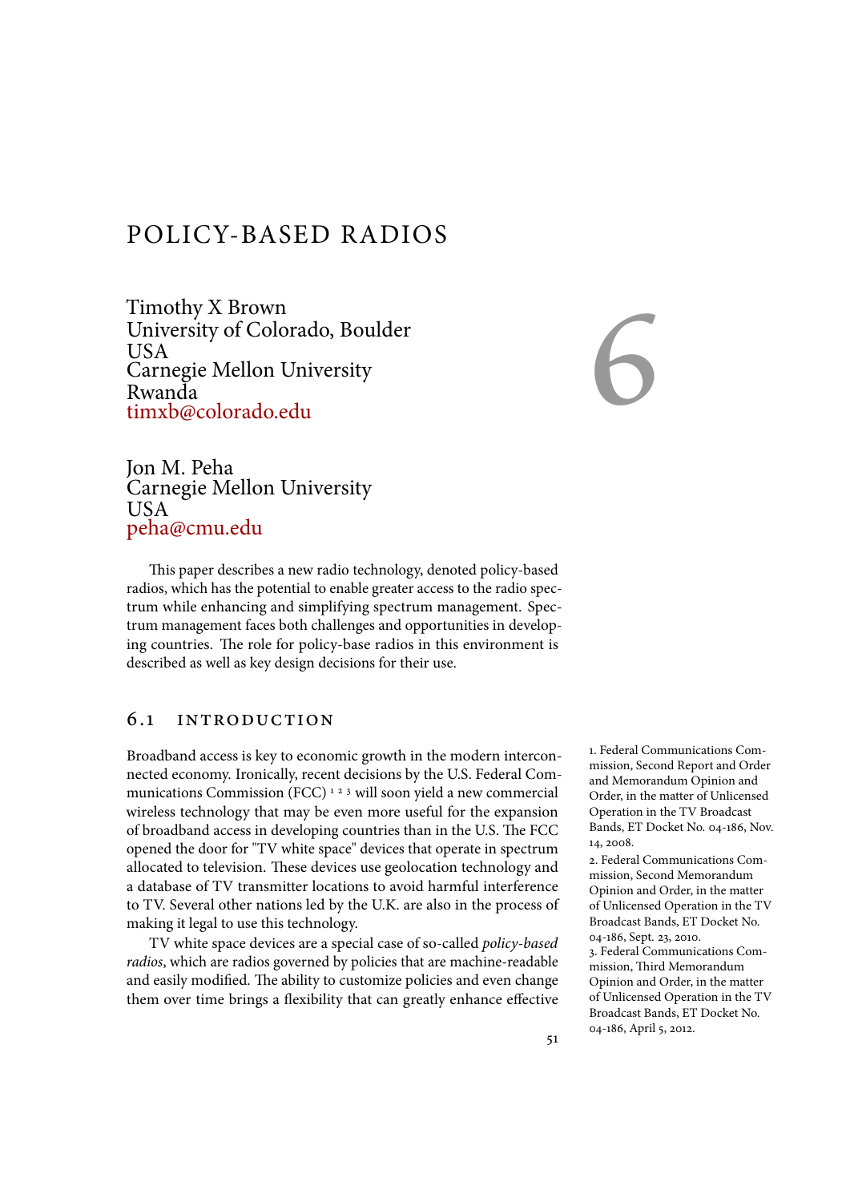# POLICY-BASED RADIOS

Timothy X Brown
University of Colorado, Boulder
USA
Carnegie Mellon University
Rwanda
timxb@colorado.edu

Jon M. Peha
Carnegie Mellon University
USA
peha@cmu.edu

This paper describes a new radio technology, denoted policy-based radios, which has the potential to enable greater access to the radio spectrum while enhancing and simplifying spectrum management. Spectrum management faces both challenges and opportunities in developing countries. The role for policy-base radios in this environment is described as well as key design decisions for their use.

## 6.1 INTRODUCTION

Broadband access is key to economic growth in the modern interconnected economy. Ironically, recent decisions by the U.S. Federal Communications Commission (FCC) [1] [2] [3] will soon yield a new commercial wireless technology that may be even more useful for the expansion of broadband access in developing countries than in the U.S. The FCC opened the door for "TV white space" devices that operate in spectrum allocated to television. These devices use geolocation technology and a database of TV transmitter locations to avoid harmful interference to TV. Several other nations led by the U.K. are also in the process of making it legal to use this technology.

TV white space devices are a special case of so-called *policy-based radios*, which are radios governed by policies that are machine-readable and easily modified. The ability to customize policies and even change them over time brings a flexibility that can greatly enhance effective

1. Federal Communications Commission, Second Report and Order and Memorandum Opinion and Order, in the matter of Unlicensed Operation in the TV Broadcast Bands, ET Docket No. 04-186, Nov. 14, 2008.

2. Federal Communications Commission, Second Memorandum Opinion and Order, in the matter of Unlicensed Operation in the TV Broadcast Bands, ET Docket No. 04-186, Sept. 23, 2010.

3. Federal Communications Commission, Third Memorandum Opinion and Order, in the matter of Unlicensed Operation in the TV Broadcast Bands, ET Docket No. 04-186, April 5, 2012.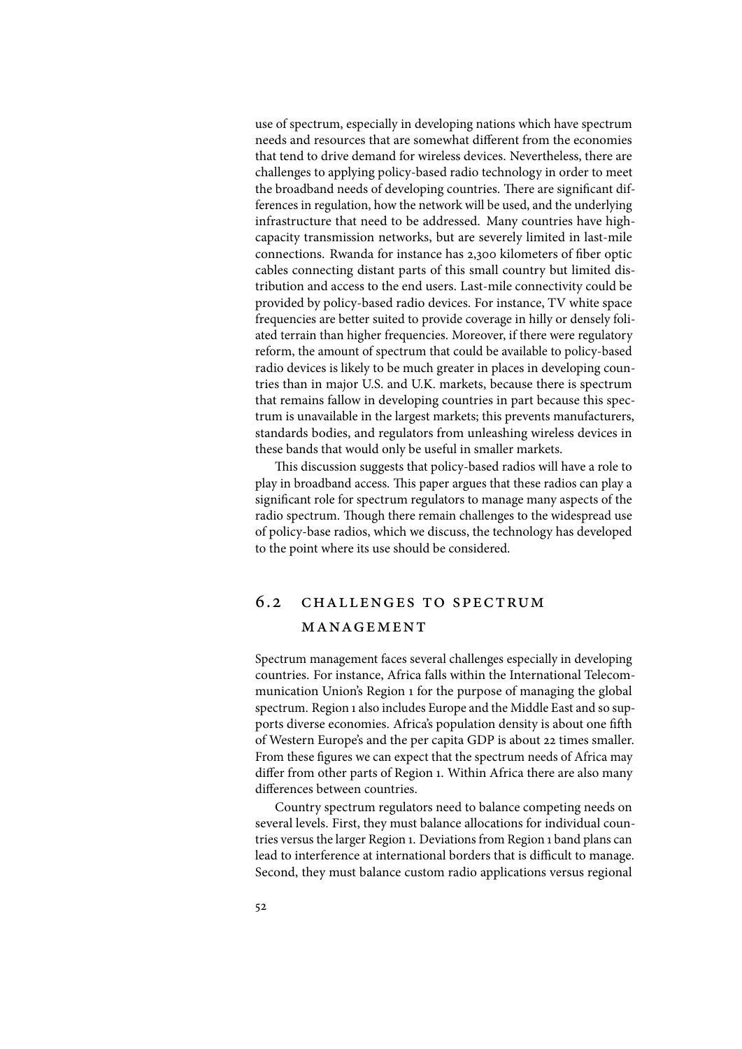use of spectrum, especially in developing nations which have spectrum needs and resources that are somewhat different from the economies that tend to drive demand for wireless devices. Nevertheless, there are challenges to applying policy-based radio technology in order to meet the broadband needs of developing countries. There are significant differences in regulation, how the network will be used, and the underlying infrastructure that need to be addressed. Many countries have high-capacity transmission networks, but are severely limited in last-mile connections. Rwanda for instance has 2,300 kilometers of fiber optic cables connecting distant parts of this small country but limited distribution and access to the end users. Last-mile connectivity could be provided by policy-based radio devices. For instance, TV white space frequencies are better suited to provide coverage in hilly or densely foliated terrain than higher frequencies. Moreover, if there were regulatory reform, the amount of spectrum that could be available to policy-based radio devices is likely to be much greater in places in developing countries than in major U.S. and U.K. markets, because there is spectrum that remains fallow in developing countries in part because this spectrum is unavailable in the largest markets; this prevents manufacturers, standards bodies, and regulators from unleashing wireless devices in these bands that would only be useful in smaller markets.

This discussion suggests that policy-based radios will have a role to play in broadband access. This paper argues that these radios can play a significant role for spectrum regulators to manage many aspects of the radio spectrum. Though there remain challenges to the widespread use of policy-base radios, which we discuss, the technology has developed to the point where its use should be considered.

## 6.2 CHALLENGES TO SPECTRUM MANAGEMENT

Spectrum management faces several challenges especially in developing countries. For instance, Africa falls within the International Telecommunication Union's Region 1 for the purpose of managing the global spectrum. Region 1 also includes Europe and the Middle East and so supports diverse economies. Africa's population density is about one fifth of Western Europe's and the per capita GDP is about 22 times smaller. From these figures we can expect that the spectrum needs of Africa may differ from other parts of Region 1. Within Africa there are also many differences between countries.

Country spectrum regulators need to balance competing needs on several levels. First, they must balance allocations for individual countries versus the larger Region 1. Deviations from Region 1 band plans can lead to interference at international borders that is difficult to manage. Second, they must balance custom radio applications versus regional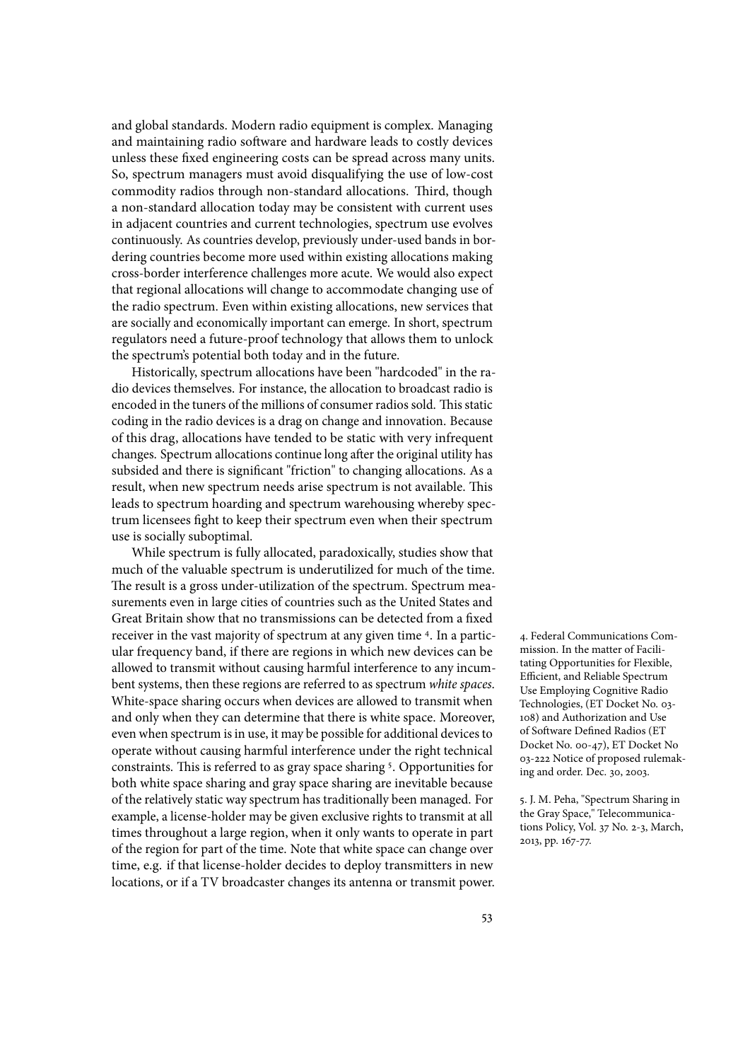and global standards. Modern radio equipment is complex. Managing and maintaining radio software and hardware leads to costly devices unless these fixed engineering costs can be spread across many units. So, spectrum managers must avoid disqualifying the use of low-cost commodity radios through non-standard allocations. Third, though a non-standard allocation today may be consistent with current uses in adjacent countries and current technologies, spectrum use evolves continuously. As countries develop, previously under-used bands in bordering countries become more used within existing allocations making cross-border interference challenges more acute. We would also expect that regional allocations will change to accommodate changing use of the radio spectrum. Even within existing allocations, new services that are socially and economically important can emerge. In short, spectrum regulators need a future-proof technology that allows them to unlock the spectrum's potential both today and in the future.

Historically, spectrum allocations have been "hardcoded" in the radio devices themselves. For instance, the allocation to broadcast radio is encoded in the tuners of the millions of consumer radios sold. This static coding in the radio devices is a drag on change and innovation. Because of this drag, allocations have tended to be static with very infrequent changes. Spectrum allocations continue long after the original utility has subsided and there is significant "friction" to changing allocations. As a result, when new spectrum needs arise spectrum is not available. This leads to spectrum hoarding and spectrum warehousing whereby spectrum licensees fight to keep their spectrum even when their spectrum use is socially suboptimal.

While spectrum is fully allocated, paradoxically, studies show that much of the valuable spectrum is underutilized for much of the time. The result is a gross under-utilization of the spectrum. Spectrum measurements even in large cities of countries such as the United States and Great Britain show that no transmissions can be detected from a fixed receiver in the vast majority of spectrum at any given time [4]. In a particular frequency band, if there are regions in which new devices can be allowed to transmit without causing harmful interference to any incumbent systems, then these regions are referred to as spectrum *white spaces*. White-space sharing occurs when devices are allowed to transmit when and only when they can determine that there is white space. Moreover, even when spectrum is in use, it may be possible for additional devices to operate without causing harmful interference under the right technical constraints. This is referred to as gray space sharing [5]. Opportunities for both white space sharing and gray space sharing are inevitable because of the relatively static way spectrum has traditionally been managed. For example, a license-holder may be given exclusive rights to transmit at all times throughout a large region, when it only wants to operate in part of the region for part of the time. Note that white space can change over time, e.g. if that license-holder decides to deploy transmitters in new locations, or if a TV broadcaster changes its antenna or transmit power.

4. Federal Communications Commission. In the matter of Facilitating Opportunities for Flexible, Efficient, and Reliable Spectrum Use Employing Cognitive Radio Technologies, (ET Docket No. 03-108) and Authorization and Use of Software Defined Radios (ET Docket No. 00-47), ET Docket No 03-222 Notice of proposed rulemaking and order. Dec. 30, 2003.

5. J. M. Peha, "Spectrum Sharing in the Gray Space," Telecommunications Policy, Vol. 37 No. 2-3, March, 2013, pp. 167-77.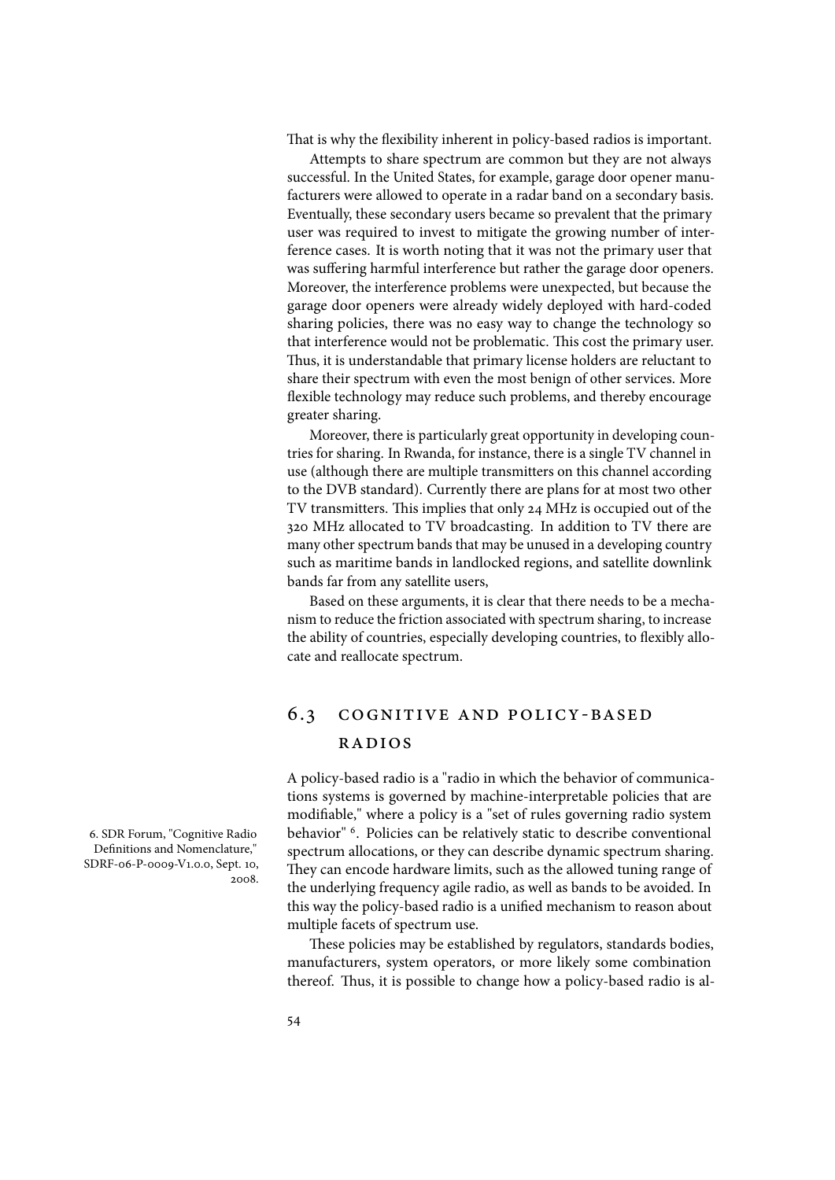That is why the flexibility inherent in policy-based radios is important.

Attempts to share spectrum are common but they are not always successful. In the United States, for example, garage door opener manufacturers were allowed to operate in a radar band on a secondary basis. Eventually, these secondary users became so prevalent that the primary user was required to invest to mitigate the growing number of interference cases. It is worth noting that it was not the primary user that was suffering harmful interference but rather the garage door openers. Moreover, the interference problems were unexpected, but because the garage door openers were already widely deployed with hard-coded sharing policies, there was no easy way to change the technology so that interference would not be problematic. This cost the primary user. Thus, it is understandable that primary license holders are reluctant to share their spectrum with even the most benign of other services. More flexible technology may reduce such problems, and thereby encourage greater sharing.

Moreover, there is particularly great opportunity in developing countries for sharing. In Rwanda, for instance, there is a single TV channel in use (although there are multiple transmitters on this channel according to the DVB standard). Currently there are plans for at most two other TV transmitters. This implies that only 24 MHz is occupied out of the 320 MHz allocated to TV broadcasting. In addition to TV there are many other spectrum bands that may be unused in a developing country such as maritime bands in landlocked regions, and satellite downlink bands far from any satellite users,

Based on these arguments, it is clear that there needs to be a mechanism to reduce the friction associated with spectrum sharing, to increase the ability of countries, especially developing countries, to flexibly allocate and reallocate spectrum.

## 6.3 Cognitive and Policy-Based Radios

A policy-based radio is a "radio in which the behavior of communications systems is governed by machine-interpretable policies that are modifiable," where a policy is a "set of rules governing radio system behavior" [6]. Policies can be relatively static to describe conventional spectrum allocations, or they can describe dynamic spectrum sharing. They can encode hardware limits, such as the allowed tuning range of the underlying frequency agile radio, as well as bands to be avoided. In this way the policy-based radio is a unified mechanism to reason about multiple facets of spectrum use.

6. SDR Forum, "Cognitive Radio Definitions and Nomenclature," SDRF-06-P-0009-V1.0.0, Sept. 10, 2008.

These policies may be established by regulators, standards bodies, manufacturers, system operators, or more likely some combination thereof. Thus, it is possible to change how a policy-based radio is al-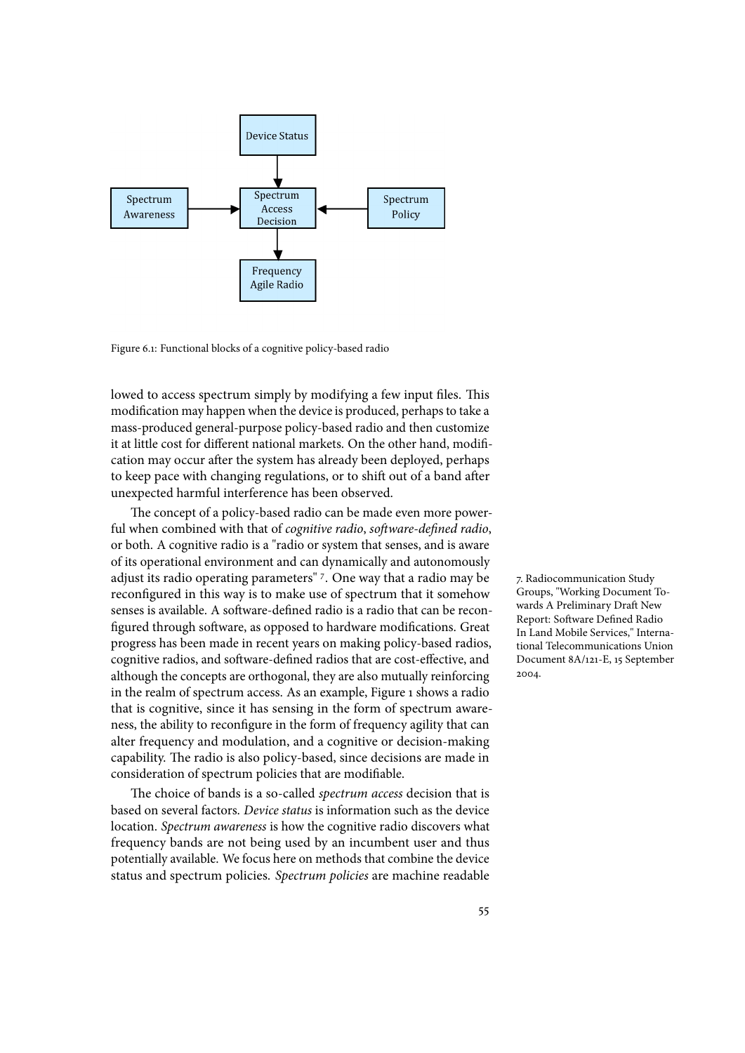Figure 6.1: Functional blocks of a cognitive policy-based radio

lowed to access spectrum simply by modifying a few input files. This modification may happen when the device is produced, perhaps to take a mass-produced general-purpose policy-based radio and then customize it at little cost for different national markets. On the other hand, modification may occur after the system has already been deployed, perhaps to keep pace with changing regulations, or to shift out of a band after unexpected harmful interference has been observed.

The concept of a policy-based radio can be made even more powerful when combined with that of *cognitive radio*, *software-defined radio*, or both. A cognitive radio is a "radio or system that senses, and is aware of its operational environment and can dynamically and autonomously adjust its radio operating parameters" [7]. One way that a radio may be reconfigured in this way is to make use of spectrum that it somehow senses is available. A software-defined radio is a radio that can be reconfigured through software, as opposed to hardware modifications. Great progress has been made in recent years on making policy-based radios, cognitive radios, and software-defined radios that are cost-effective, and although the concepts are orthogonal, they are also mutually reinforcing in the realm of spectrum access. As an example, Figure 1 shows a radio that is cognitive, since it has sensing in the form of spectrum awareness, the ability to reconfigure in the form of frequency agility that can alter frequency and modulation, and a cognitive or decision-making capability. The radio is also policy-based, since decisions are made in consideration of spectrum policies that are modifiable.

7. Radiocommunication Study Groups, "Working Document Towards A Preliminary Draft New Report: Software Defined Radio In Land Mobile Services," International Telecommunications Union Document 8A/121-E, 15 September 2004.

The choice of bands is a so-called *spectrum access* decision that is based on several factors. *Device status* is information such as the device location. *Spectrum awareness* is how the cognitive radio discovers what frequency bands are not being used by an incumbent user and thus potentially available. We focus here on methods that combine the device status and spectrum policies. *Spectrum policies* are machine readable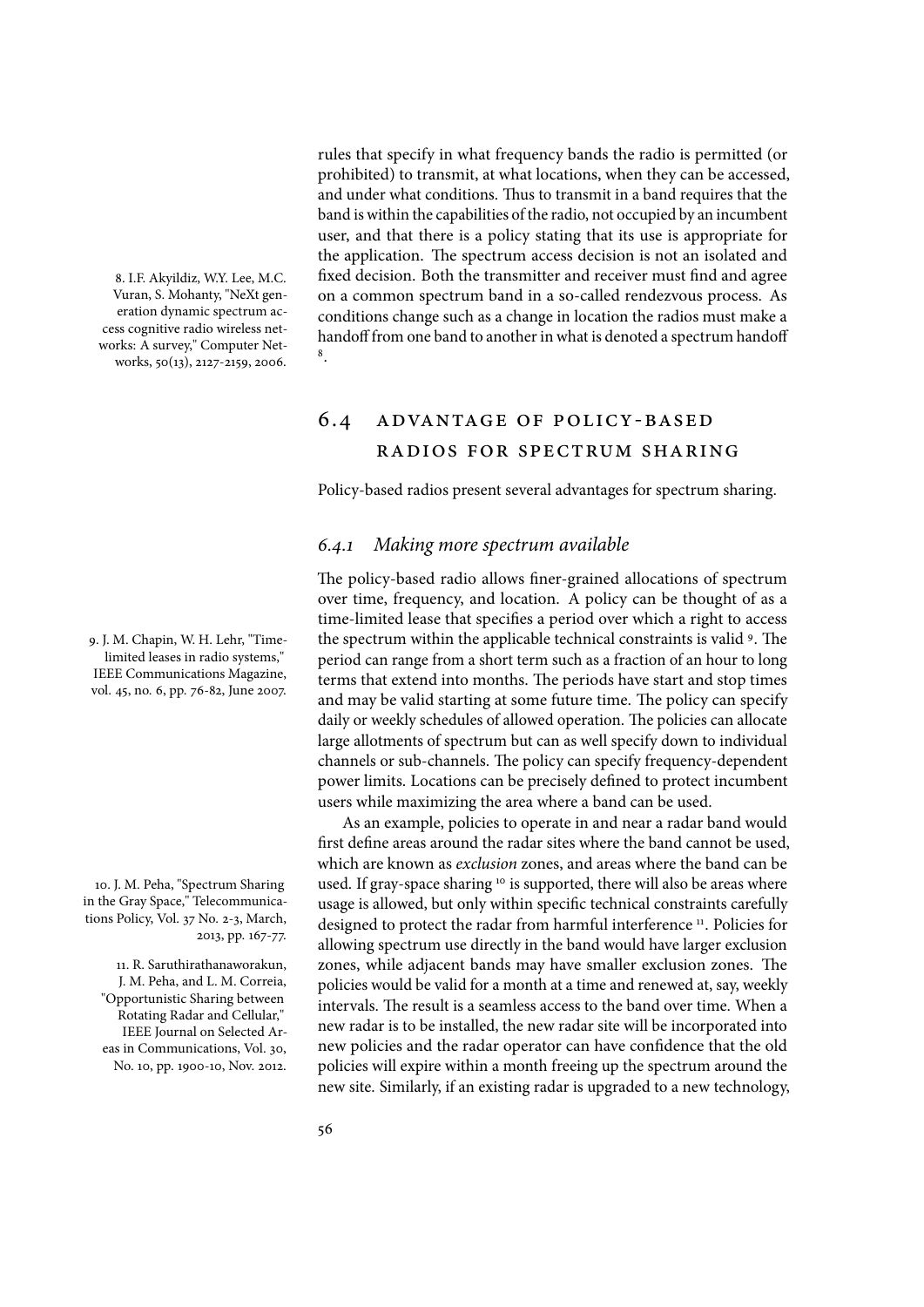rules that specify in what frequency bands the radio is permitted (or prohibited) to transmit, at what locations, when they can be accessed, and under what conditions. Thus to transmit in a band requires that the band is within the capabilities of the radio, not occupied by an incumbent user, and that there is a policy stating that its use is appropriate for the application. The spectrum access decision is not an isolated and fixed decision. Both the transmitter and receiver must find and agree on a common spectrum band in a so-called rendezvous process. As conditions change such as a change in location the radios must make a handoff from one band to another in what is denoted a spectrum handoff [8].

8. I.F. Akyildiz, W.Y. Lee, M.C. Vuran, S. Mohanty, "NeXt generation dynamic spectrum access cognitive radio wireless networks: A survey," Computer Networks, 50(13), 2127-2159, 2006.

## 6.4 Advantage of Policy-Based Radios for Spectrum Sharing

Policy-based radios present several advantages for spectrum sharing.

### 6.4.1 *Making more spectrum available*

The policy-based radio allows finer-grained allocations of spectrum over time, frequency, and location. A policy can be thought of as a time-limited lease that specifies a period over which a right to access the spectrum within the applicable technical constraints is valid [9]. The period can range from a short term such as a fraction of an hour to long terms that extend into months. The periods have start and stop times and may be valid starting at some future time. The policy can specify daily or weekly schedules of allowed operation. The policies can allocate large allotments of spectrum but can as well specify down to individual channels or sub-channels. The policy can specify frequency-dependent power limits. Locations can be precisely defined to protect incumbent users while maximizing the area where a band can be used.

9. J. M. Chapin, W. H. Lehr, "Time-limited leases in radio systems," IEEE Communications Magazine, vol. 45, no. 6, pp. 76-82, June 2007.

As an example, policies to operate in and near a radar band would first define areas around the radar sites where the band cannot be used, which are known as *exclusion* zones, and areas where the band can be used. If gray-space sharing [10] is supported, there will also be areas where usage is allowed, but only within specific technical constraints carefully designed to protect the radar from harmful interference [11]. Policies for allowing spectrum use directly in the band would have larger exclusion zones, while adjacent bands may have smaller exclusion zones. The policies would be valid for a month at a time and renewed at, say, weekly intervals. The result is a seamless access to the band over time. When a new radar is to be installed, the new radar site will be incorporated into new policies and the radar operator can have confidence that the old policies will expire within a month freeing up the spectrum around the new site. Similarly, if an existing radar is upgraded to a new technology,

10. J. M. Peha, "Spectrum Sharing in the Gray Space," Telecommunications Policy, Vol. 37 No. 2-3, March, 2013, pp. 167-77.

11. R. Saruthirathanaworakun, J. M. Peha, and L. M. Correia, "Opportunistic Sharing between Rotating Radar and Cellular," IEEE Journal on Selected Areas in Communications, Vol. 30, No. 10, pp. 1900-10, Nov. 2012.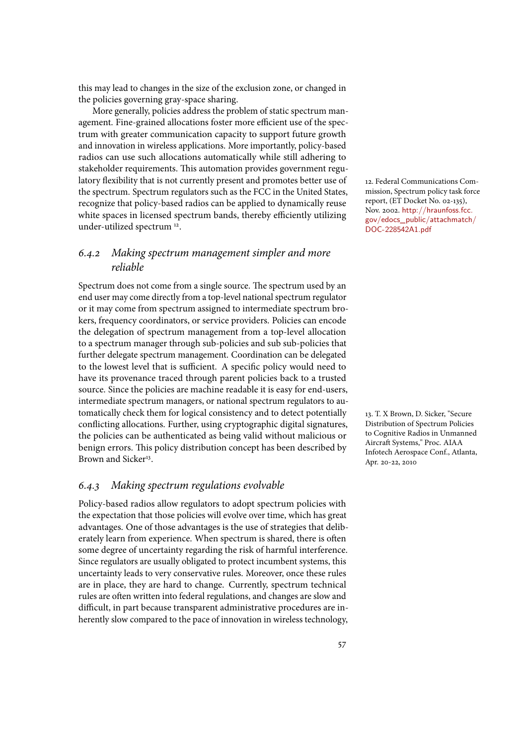this may lead to changes in the size of the exclusion zone, or changed in the policies governing gray-space sharing.

More generally, policies address the problem of static spectrum management. Fine-grained allocations foster more efficient use of the spectrum with greater communication capacity to support future growth and innovation in wireless applications. More importantly, policy-based radios can use such allocations automatically while still adhering to stakeholder requirements. This automation provides government regulatory flexibility that is not currently present and promotes better use of the spectrum. Spectrum regulators such as the FCC in the United States, recognize that policy-based radios can be applied to dynamically reuse white spaces in licensed spectrum bands, thereby efficiently utilizing under-utilized spectrum [12].

12. Federal Communications Commission, Spectrum policy task force report, (ET Docket No. 02-135), Nov. 2002. http://hraunfoss.fcc.gov/edocs_public/attachmatch/DOC-228542A1.pdf

### 6.4.2 *Making spectrum management simpler and more reliable*

Spectrum does not come from a single source. The spectrum used by an end user may come directly from a top-level national spectrum regulator or it may come from spectrum assigned to intermediate spectrum brokers, frequency coordinators, or service providers. Policies can encode the delegation of spectrum management from a top-level allocation to a spectrum manager through sub-policies and sub sub-policies that further delegate spectrum management. Coordination can be delegated to the lowest level that is sufficient. A specific policy would need to have its provenance traced through parent policies back to a trusted source. Since the policies are machine readable it is easy for end-users, intermediate spectrum managers, or national spectrum regulators to automatically check them for logical consistency and to detect potentially conflicting allocations. Further, using cryptographic digital signatures, the policies can be authenticated as being valid without malicious or benign errors. This policy distribution concept has been described by Brown and Sicker[13].

13. T. X Brown, D. Sicker, "Secure Distribution of Spectrum Policies to Cognitive Radios in Unmanned Aircraft Systems," Proc. AIAA Infotech Aerospace Conf., Atlanta, Apr. 20-22, 2010

### 6.4.3 *Making spectrum regulations evolvable*

Policy-based radios allow regulators to adopt spectrum policies with the expectation that those policies will evolve over time, which has great advantages. One of those advantages is the use of strategies that deliberately learn from experience. When spectrum is shared, there is often some degree of uncertainty regarding the risk of harmful interference. Since regulators are usually obligated to protect incumbent systems, this uncertainty leads to very conservative rules. Moreover, once these rules are in place, they are hard to change. Currently, spectrum technical rules are often written into federal regulations, and changes are slow and difficult, in part because transparent administrative procedures are inherently slow compared to the pace of innovation in wireless technology,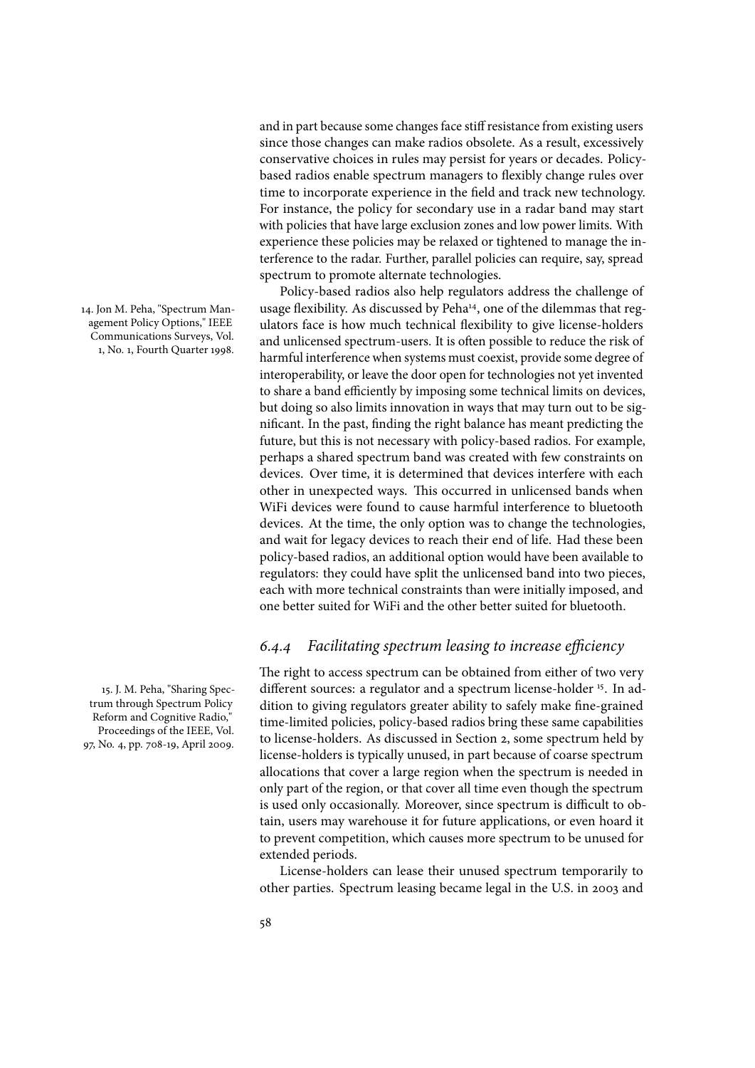and in part because some changes face stiff resistance from existing users since those changes can make radios obsolete. As a result, excessively conservative choices in rules may persist for years or decades. Policy-based radios enable spectrum managers to flexibly change rules over time to incorporate experience in the field and track new technology. For instance, the policy for secondary use in a radar band may start with policies that have large exclusion zones and low power limits. With experience these policies may be relaxed or tightened to manage the interference to the radar. Further, parallel policies can require, say, spread spectrum to promote alternate technologies.

Policy-based radios also help regulators address the challenge of usage flexibility. As discussed by Peha[14], one of the dilemmas that regulators face is how much technical flexibility to give license-holders and unlicensed spectrum-users. It is often possible to reduce the risk of harmful interference when systems must coexist, provide some degree of interoperability, or leave the door open for technologies not yet invented to share a band efficiently by imposing some technical limits on devices, but doing so also limits innovation in ways that may turn out to be significant. In the past, finding the right balance has meant predicting the future, but this is not necessary with policy-based radios. For example, perhaps a shared spectrum band was created with few constraints on devices. Over time, it is determined that devices interfere with each other in unexpected ways. This occurred in unlicensed bands when WiFi devices were found to cause harmful interference to bluetooth devices. At the time, the only option was to change the technologies, and wait for legacy devices to reach their end of life. Had these been policy-based radios, an additional option would have been available to regulators: they could have split the unlicensed band into two pieces, each with more technical constraints than were initially imposed, and one better suited for WiFi and the other better suited for bluetooth.

14. Jon M. Peha, "Spectrum Management Policy Options," IEEE Communications Surveys, Vol. 1, No. 1, Fourth Quarter 1998.

### *6.4.4 Facilitating spectrum leasing to increase efficiency*

The right to access spectrum can be obtained from either of two very different sources: a regulator and a spectrum license-holder [15]. In addition to giving regulators greater ability to safely make fine-grained time-limited policies, policy-based radios bring these same capabilities to license-holders. As discussed in Section 2, some spectrum held by license-holders is typically unused, in part because of coarse spectrum allocations that cover a large region when the spectrum is needed in only part of the region, or that cover all time even though the spectrum is used only occasionally. Moreover, since spectrum is difficult to obtain, users may warehouse it for future applications, or even hoard it to prevent competition, which causes more spectrum to be unused for extended periods.

15. J. M. Peha, "Sharing Spectrum through Spectrum Policy Reform and Cognitive Radio," Proceedings of the IEEE, Vol. 97, No. 4, pp. 708-19, April 2009.

License-holders can lease their unused spectrum temporarily to other parties. Spectrum leasing became legal in the U.S. in 2003 and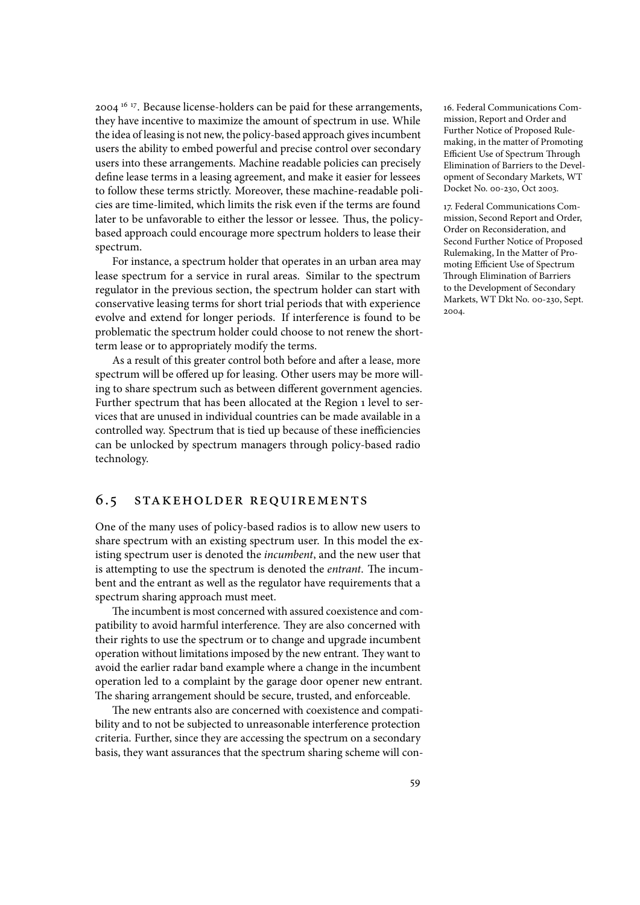2004 [16] [17]. Because license-holders can be paid for these arrangements, they have incentive to maximize the amount of spectrum in use. While the idea of leasing is not new, the policy-based approach gives incumbent users the ability to embed powerful and precise control over secondary users into these arrangements. Machine readable policies can precisely define lease terms in a leasing agreement, and make it easier for lessees to follow these terms strictly. Moreover, these machine-readable policies are time-limited, which limits the risk even if the terms are found later to be unfavorable to either the lessor or lessee. Thus, the policy-based approach could encourage more spectrum holders to lease their spectrum.

For instance, a spectrum holder that operates in an urban area may lease spectrum for a service in rural areas. Similar to the spectrum regulator in the previous section, the spectrum holder can start with conservative leasing terms for short trial periods that with experience evolve and extend for longer periods. If interference is found to be problematic the spectrum holder could choose to not renew the short-term lease or to appropriately modify the terms.

As a result of this greater control both before and after a lease, more spectrum will be offered up for leasing. Other users may be more willing to share spectrum such as between different government agencies. Further spectrum that has been allocated at the Region 1 level to services that are unused in individual countries can be made available in a controlled way. Spectrum that is tied up because of these inefficiencies can be unlocked by spectrum managers through policy-based radio technology.

16. Federal Communications Commission, Report and Order and Further Notice of Proposed Rulemaking, in the matter of Promoting Efficient Use of Spectrum Through Elimination of Barriers to the Development of Secondary Markets, WT Docket No. 00-230, Oct 2003.

17. Federal Communications Commission, Second Report and Order, Order on Reconsideration, and Second Further Notice of Proposed Rulemaking, In the Matter of Promoting Efficient Use of Spectrum Through Elimination of Barriers to the Development of Secondary Markets, WT Dkt No. 00-230, Sept. 2004.

## 6.5 Stakeholder Requirements

One of the many uses of policy-based radios is to allow new users to share spectrum with an existing spectrum user. In this model the existing spectrum user is denoted the *incumbent*, and the new user that is attempting to use the spectrum is denoted the *entrant*. The incumbent and the entrant as well as the regulator have requirements that a spectrum sharing approach must meet.

The incumbent is most concerned with assured coexistence and compatibility to avoid harmful interference. They are also concerned with their rights to use the spectrum or to change and upgrade incumbent operation without limitations imposed by the new entrant. They want to avoid the earlier radar band example where a change in the incumbent operation led to a complaint by the garage door opener new entrant. The sharing arrangement should be secure, trusted, and enforceable.

The new entrants also are concerned with coexistence and compatibility and to not be subjected to unreasonable interference protection criteria. Further, since they are accessing the spectrum on a secondary basis, they want assurances that the spectrum sharing scheme will con-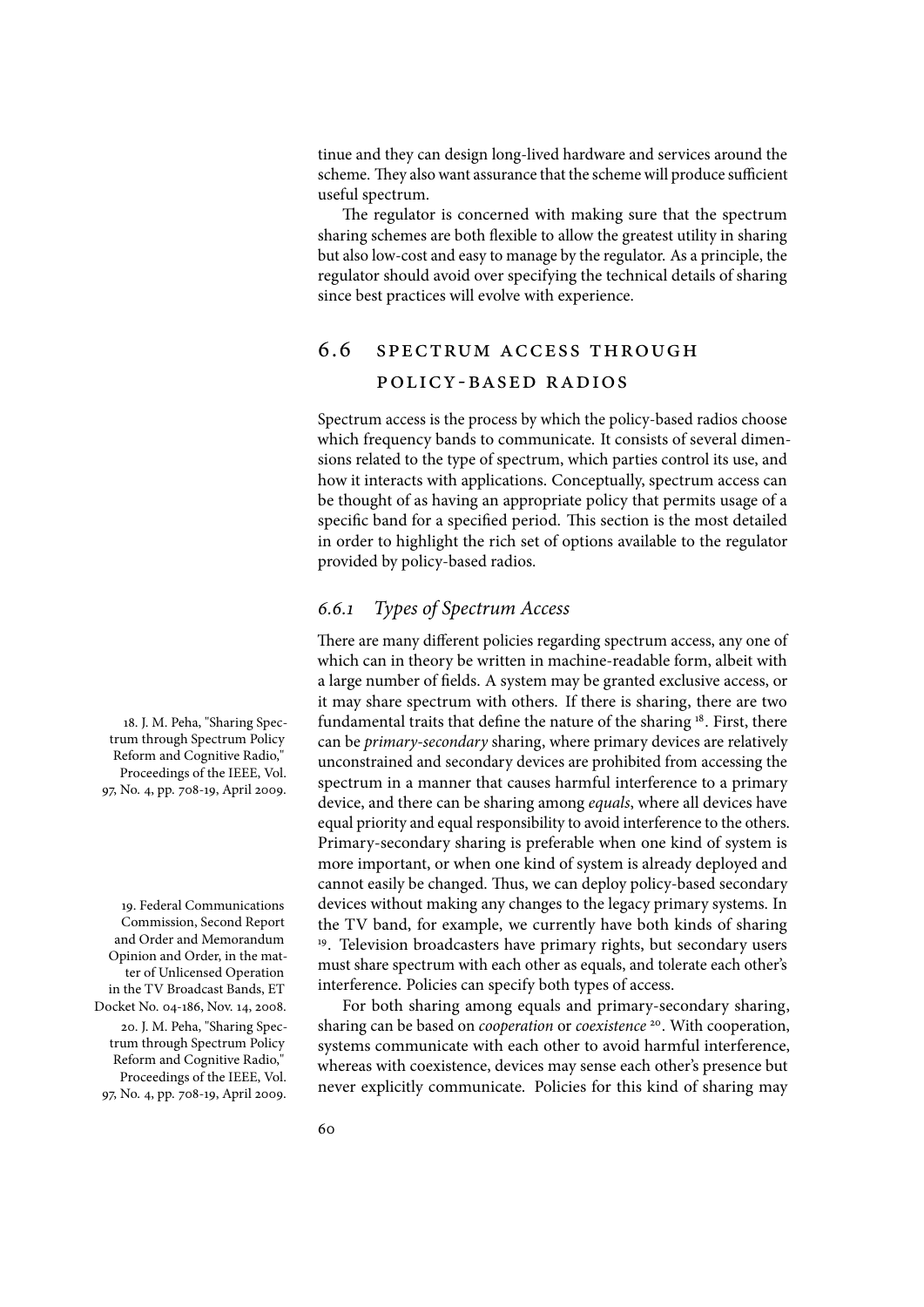tinue and they can design long-lived hardware and services around the scheme. They also want assurance that the scheme will produce sufficient useful spectrum.

The regulator is concerned with making sure that the spectrum sharing schemes are both flexible to allow the greatest utility in sharing but also low-cost and easy to manage by the regulator. As a principle, the regulator should avoid over specifying the technical details of sharing since best practices will evolve with experience.

## 6.6 Spectrum Access through Policy-Based Radios

Spectrum access is the process by which the policy-based radios choose which frequency bands to communicate. It consists of several dimensions related to the type of spectrum, which parties control its use, and how it interacts with applications. Conceptually, spectrum access can be thought of as having an appropriate policy that permits usage of a specific band for a specified period. This section is the most detailed in order to highlight the rich set of options available to the regulator provided by policy-based radios.

### 6.6.1 *Types of Spectrum Access*

There are many different policies regarding spectrum access, any one of which can in theory be written in machine-readable form, albeit with a large number of fields. A system may be granted exclusive access, or it may share spectrum with others. If there is sharing, there are two fundamental traits that define the nature of the sharing [18]. First, there can be *primary-secondary* sharing, where primary devices are relatively unconstrained and secondary devices are prohibited from accessing the spectrum in a manner that causes harmful interference to a primary device, and there can be sharing among *equals*, where all devices have equal priority and equal responsibility to avoid interference to the others. Primary-secondary sharing is preferable when one kind of system is more important, or when one kind of system is already deployed and cannot easily be changed. Thus, we can deploy policy-based secondary devices without making any changes to the legacy primary systems. In the TV band, for example, we currently have both kinds of sharing [19]. Television broadcasters have primary rights, but secondary users must share spectrum with each other as equals, and tolerate each other's interference. Policies can specify both types of access.

For both sharing among equals and primary-secondary sharing, sharing can be based on *cooperation* or *coexistence* [20]. With cooperation, systems communicate with each other to avoid harmful interference, whereas with coexistence, devices may sense each other's presence but never explicitly communicate. Policies for this kind of sharing may

18. J. M. Peha, "Sharing Spectrum through Spectrum Policy Reform and Cognitive Radio," Proceedings of the IEEE, Vol. 97, No. 4, pp. 708-19, April 2009.

19. Federal Communications Commission, Second Report and Order and Memorandum Opinion and Order, in the matter of Unlicensed Operation in the TV Broadcast Bands, ET Docket No. 04-186, Nov. 14, 2008.

20. J. M. Peha, "Sharing Spectrum through Spectrum Policy Reform and Cognitive Radio," Proceedings of the IEEE, Vol. 97, No. 4, pp. 708-19, April 2009.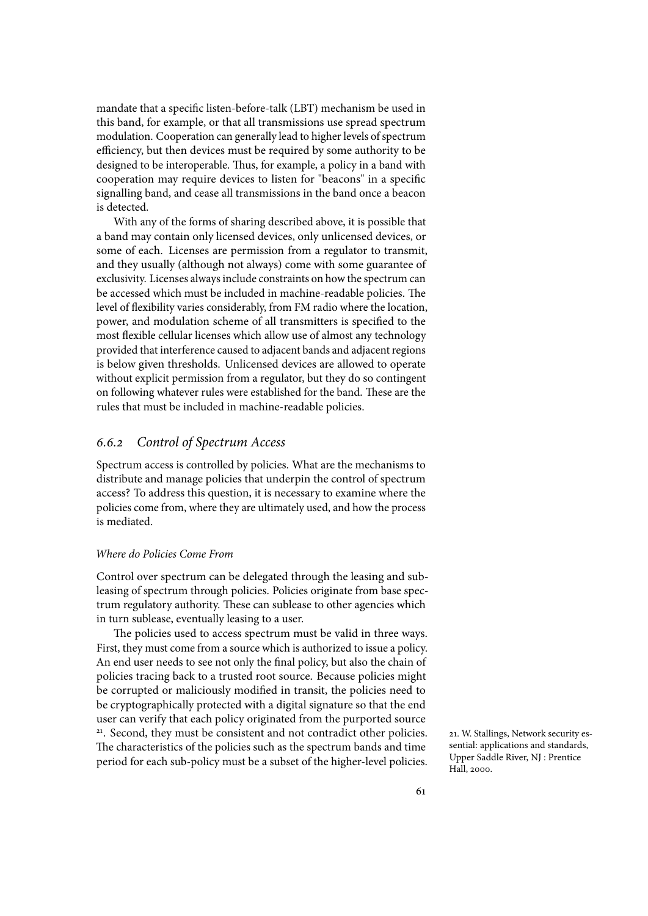mandate that a specific listen-before-talk (LBT) mechanism be used in this band, for example, or that all transmissions use spread spectrum modulation. Cooperation can generally lead to higher levels of spectrum efficiency, but then devices must be required by some authority to be designed to be interoperable. Thus, for example, a policy in a band with cooperation may require devices to listen for "beacons" in a specific signalling band, and cease all transmissions in the band once a beacon is detected.

With any of the forms of sharing described above, it is possible that a band may contain only licensed devices, only unlicensed devices, or some of each. Licenses are permission from a regulator to transmit, and they usually (although not always) come with some guarantee of exclusivity. Licenses always include constraints on how the spectrum can be accessed which must be included in machine-readable policies. The level of flexibility varies considerably, from FM radio where the location, power, and modulation scheme of all transmitters is specified to the most flexible cellular licenses which allow use of almost any technology provided that interference caused to adjacent bands and adjacent regions is below given thresholds. Unlicensed devices are allowed to operate without explicit permission from a regulator, but they do so contingent on following whatever rules were established for the band. These are the rules that must be included in machine-readable policies.

### 6.6.2 *Control of Spectrum Access*

Spectrum access is controlled by policies. What are the mechanisms to distribute and manage policies that underpin the control of spectrum access? To address this question, it is necessary to examine where the policies come from, where they are ultimately used, and how the process is mediated.

#### *Where do Policies Come From*

Control over spectrum can be delegated through the leasing and subleasing of spectrum through policies. Policies originate from base spectrum regulatory authority. These can sublease to other agencies which in turn sublease, eventually leasing to a user.

The policies used to access spectrum must be valid in three ways. First, they must come from a source which is authorized to issue a policy. An end user needs to see not only the final policy, but also the chain of policies tracing back to a trusted root source. Because policies might be corrupted or maliciously modified in transit, the policies need to be cryptographically protected with a digital signature so that the end user can verify that each policy originated from the purported source [21]. Second, they must be consistent and not contradict other policies. The characteristics of the policies such as the spectrum bands and time period for each sub-policy must be a subset of the higher-level policies.

21. W. Stallings, Network security essential: applications and standards, Upper Saddle River, NJ : Prentice Hall, 2000.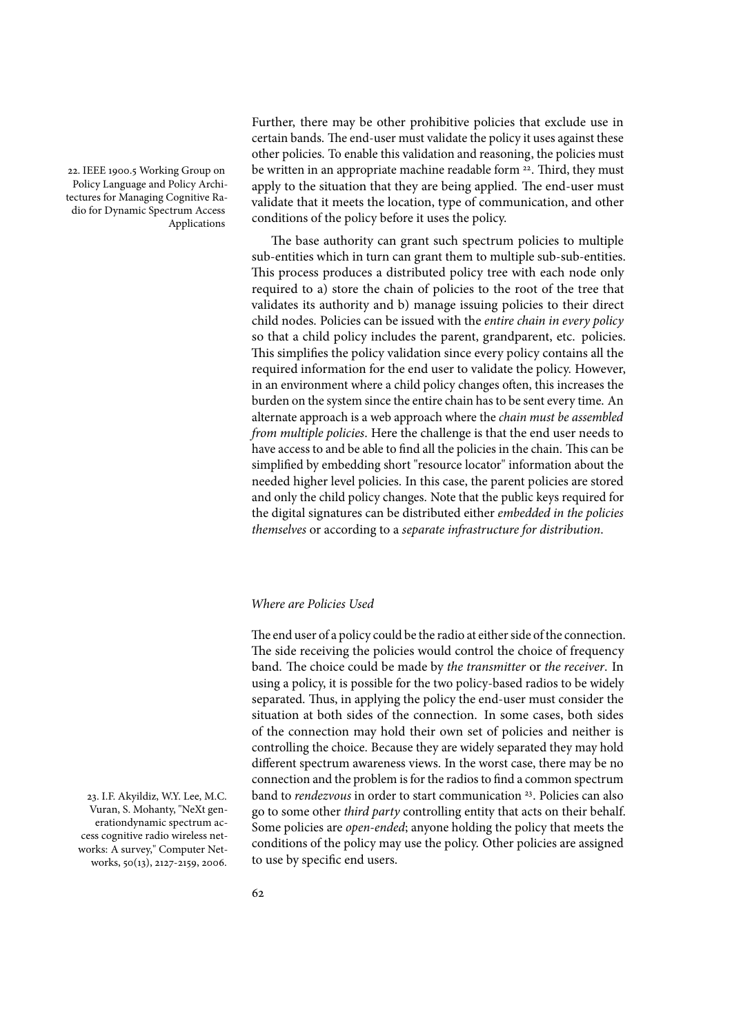Further, there may be other prohibitive policies that exclude use in certain bands. The end-user must validate the policy it uses against these other policies. To enable this validation and reasoning, the policies must be written in an appropriate machine readable form [22]. Third, they must apply to the situation that they are being applied. The end-user must validate that it meets the location, type of communication, and other conditions of the policy before it uses the policy.

22. IEEE 1900.5 Working Group on Policy Language and Policy Architectures for Managing Cognitive Radio for Dynamic Spectrum Access Applications

The base authority can grant such spectrum policies to multiple sub-entities which in turn can grant them to multiple sub-sub-entities. This process produces a distributed policy tree with each node only required to a) store the chain of policies to the root of the tree that validates its authority and b) manage issuing policies to their direct child nodes. Policies can be issued with the *entire chain in every policy* so that a child policy includes the parent, grandparent, etc. policies. This simplifies the policy validation since every policy contains all the required information for the end user to validate the policy. However, in an environment where a child policy changes often, this increases the burden on the system since the entire chain has to be sent every time. An alternate approach is a web approach where the *chain must be assembled from multiple policies*. Here the challenge is that the end user needs to have access to and be able to find all the policies in the chain. This can be simplified by embedding short "resource locator" information about the needed higher level policies. In this case, the parent policies are stored and only the child policy changes. Note that the public keys required for the digital signatures can be distributed either *embedded in the policies themselves* or according to a *separate infrastructure for distribution*.

### *Where are Policies Used*

The end user of a policy could be the radio at either side of the connection. The side receiving the policies would control the choice of frequency band. The choice could be made by *the transmitter* or *the receiver*. In using a policy, it is possible for the two policy-based radios to be widely separated. Thus, in applying the policy the end-user must consider the situation at both sides of the connection. In some cases, both sides of the connection may hold their own set of policies and neither is controlling the choice. Because they are widely separated they may hold different spectrum awareness views. In the worst case, there may be no connection and the problem is for the radios to find a common spectrum band to *rendezvous* in order to start communication [23]. Policies can also go to some other *third party* controlling entity that acts on their behalf. Some policies are *open-ended*; anyone holding the policy that meets the conditions of the policy may use the policy. Other policies are assigned to use by specific end users.

23. I.F. Akyildiz, W.Y. Lee, M.C. Vuran, S. Mohanty, "NeXt generationdynamic spectrum access cognitive radio wireless networks: A survey," Computer Networks, 50(13), 2127-2159, 2006.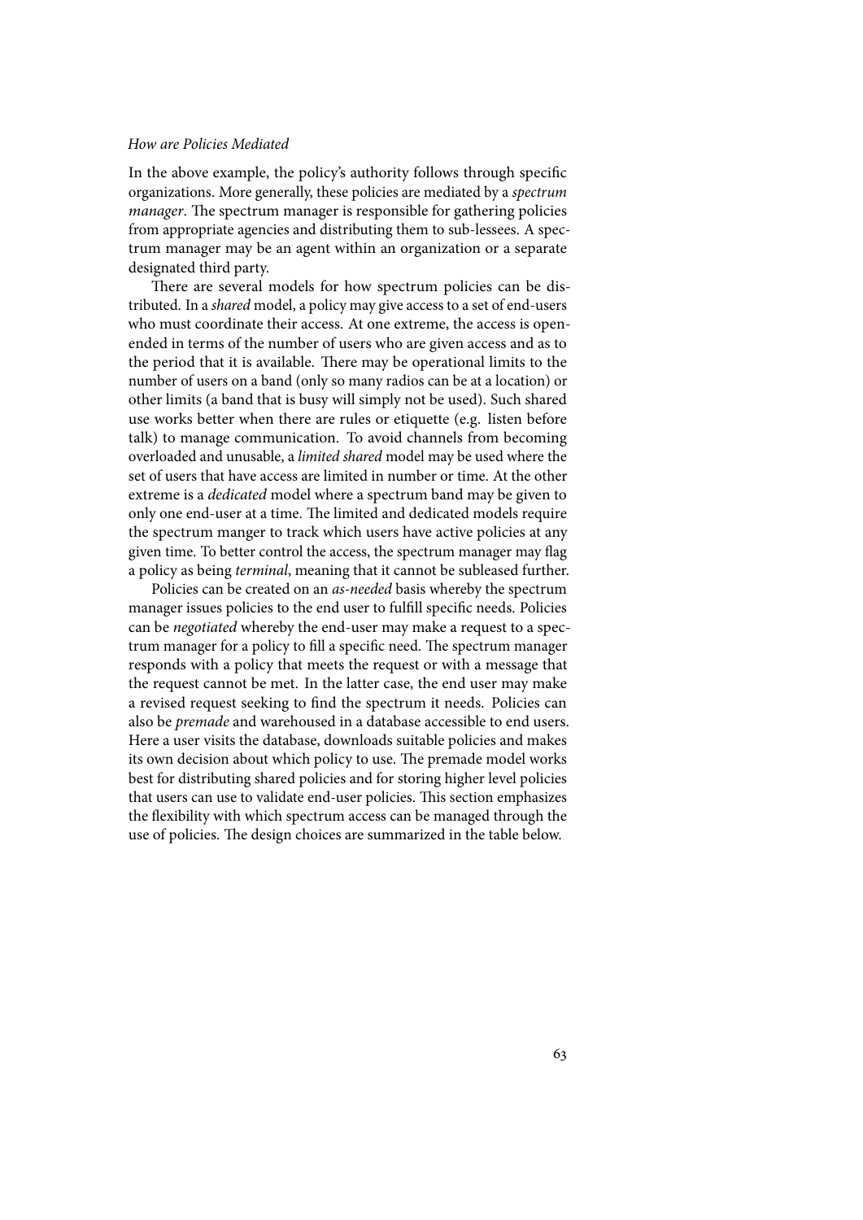*How are Policies Mediated*

In the above example, the policy's authority follows through specific organizations. More generally, these policies are mediated by a *spectrum manager*. The spectrum manager is responsible for gathering policies from appropriate agencies and distributing them to sub-lessees. A spectrum manager may be an agent within an organization or a separate designated third party.

There are several models for how spectrum policies can be distributed. In a *shared* model, a policy may give access to a set of end-users who must coordinate their access. At one extreme, the access is open-ended in terms of the number of users who are given access and as to the period that it is available. There may be operational limits to the number of users on a band (only so many radios can be at a location) or other limits (a band that is busy will simply not be used). Such shared use works better when there are rules or etiquette (e.g. listen before talk) to manage communication. To avoid channels from becoming overloaded and unusable, a *limited shared* model may be used where the set of users that have access are limited in number or time. At the other extreme is a *dedicated* model where a spectrum band may be given to only one end-user at a time. The limited and dedicated models require the spectrum manger to track which users have active policies at any given time. To better control the access, the spectrum manager may flag a policy as being *terminal*, meaning that it cannot be subleased further.

Policies can be created on an *as-needed* basis whereby the spectrum manager issues policies to the end user to fulfill specific needs. Policies can be *negotiated* whereby the end-user may make a request to a spectrum manager for a policy to fill a specific need. The spectrum manager responds with a policy that meets the request or with a message that the request cannot be met. In the latter case, the end user may make a revised request seeking to find the spectrum it needs. Policies can also be *premade* and warehoused in a database accessible to end users. Here a user visits the database, downloads suitable policies and makes its own decision about which policy to use. The premade model works best for distributing shared policies and for storing higher level policies that users can use to validate end-user policies. This section emphasizes the flexibility with which spectrum access can be managed through the use of policies. The design choices are summarized in the table below.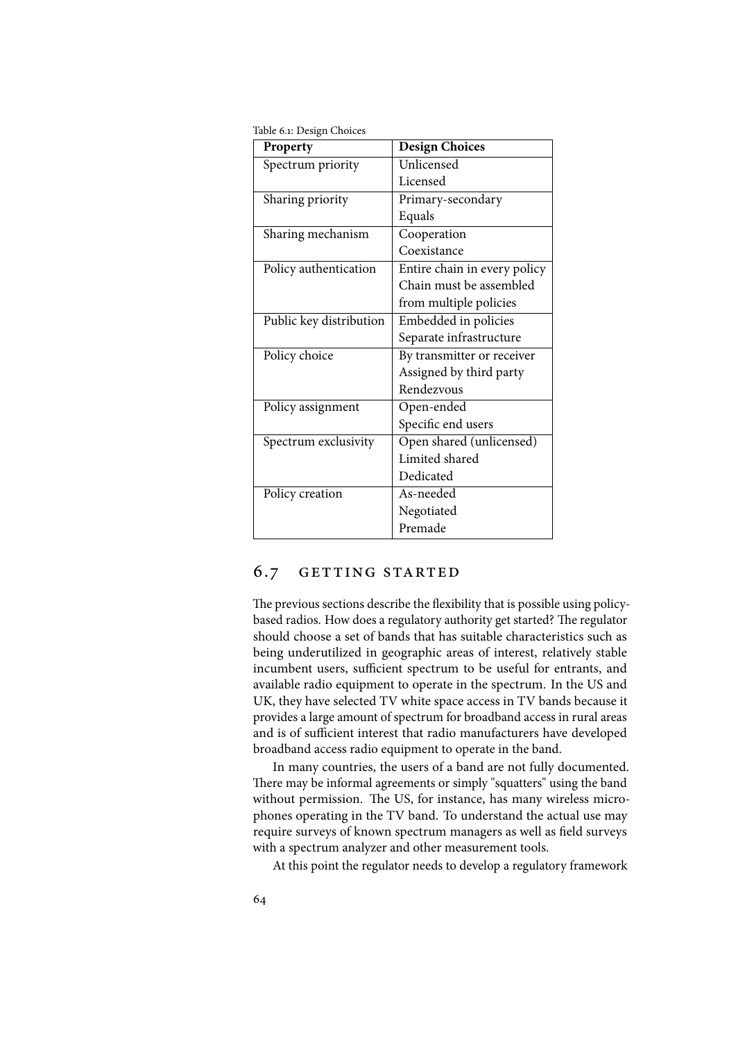Table 6.1: Design Choices

| Property | Design Choices |
|---|---|
| Spectrum priority | Unlicensed<br>Licensed |
| Sharing priority | Primary-secondary<br>Equals |
| Sharing mechanism | Cooperation<br>Coexistance |
| Policy authentication | Entire chain in every policy<br>Chain must be assembled from multiple policies |
| Public key distribution | Embedded in policies<br>Separate infrastructure |
| Policy choice | By transmitter or receiver<br>Assigned by third party<br>Rendezvous |
| Policy assignment | Open-ended<br>Specific end users |
| Spectrum exclusivity | Open shared (unlicensed)<br>Limited shared<br>Dedicated |
| Policy creation | As-needed<br>Negotiated<br>Premade |

## 6.7 GETTING STARTED

The previous sections describe the flexibility that is possible using policy-based radios. How does a regulatory authority get started? The regulator should choose a set of bands that has suitable characteristics such as being underutilized in geographic areas of interest, relatively stable incumbent users, sufficient spectrum to be useful for entrants, and available radio equipment to operate in the spectrum. In the US and UK, they have selected TV white space access in TV bands because it provides a large amount of spectrum for broadband access in rural areas and is of sufficient interest that radio manufacturers have developed broadband access radio equipment to operate in the band.

In many countries, the users of a band are not fully documented. There may be informal agreements or simply "squatters" using the band without permission. The US, for instance, has many wireless microphones operating in the TV band. To understand the actual use may require surveys of known spectrum managers as well as field surveys with a spectrum analyzer and other measurement tools.

At this point the regulator needs to develop a regulatory framework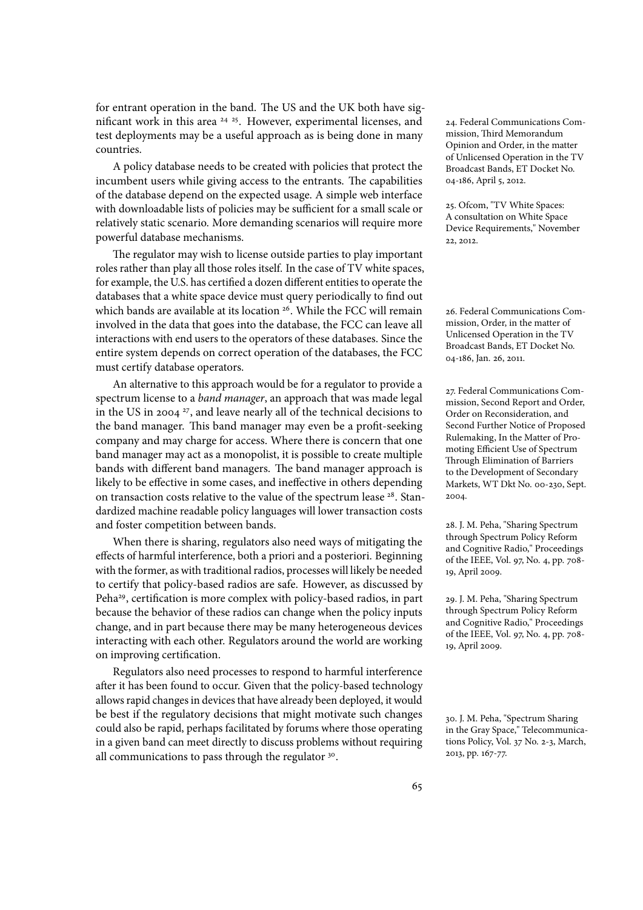for entrant operation in the band. The US and the UK both have significant work in this area [24] [25]. However, experimental licenses, and test deployments may be a useful approach as is being done in many countries.

A policy database needs to be created with policies that protect the incumbent users while giving access to the entrants. The capabilities of the database depend on the expected usage. A simple web interface with downloadable lists of policies may be sufficient for a small scale or relatively static scenario. More demanding scenarios will require more powerful database mechanisms.

The regulator may wish to license outside parties to play important roles rather than play all those roles itself. In the case of TV white spaces, for example, the U.S. has certified a dozen different entities to operate the databases that a white space device must query periodically to find out which bands are available at its location [26]. While the FCC will remain involved in the data that goes into the database, the FCC can leave all interactions with end users to the operators of these databases. Since the entire system depends on correct operation of the databases, the FCC must certify database operators.

An alternative to this approach would be for a regulator to provide a spectrum license to a *band manager*, an approach that was made legal in the US in 2004 [27], and leave nearly all of the technical decisions to the band manager. This band manager may even be a profit-seeking company and may charge for access. Where there is concern that one band manager may act as a monopolist, it is possible to create multiple bands with different band managers. The band manager approach is likely to be effective in some cases, and ineffective in others depending on transaction costs relative to the value of the spectrum lease [28]. Standardized machine readable policy languages will lower transaction costs and foster competition between bands.

When there is sharing, regulators also need ways of mitigating the effects of harmful interference, both a priori and a posteriori. Beginning with the former, as with traditional radios, processes will likely be needed to certify that policy-based radios are safe. However, as discussed by Peha[29], certification is more complex with policy-based radios, in part because the behavior of these radios can change when the policy inputs change, and in part because there may be many heterogeneous devices interacting with each other. Regulators around the world are working on improving certification.

Regulators also need processes to respond to harmful interference after it has been found to occur. Given that the policy-based technology allows rapid changes in devices that have already been deployed, it would be best if the regulatory decisions that might motivate such changes could also be rapid, perhaps facilitated by forums where those operating in a given band can meet directly to discuss problems without requiring all communications to pass through the regulator [30].

24. Federal Communications Commission, Third Memorandum Opinion and Order, in the matter of Unlicensed Operation in the TV Broadcast Bands, ET Docket No. 04-186, April 5, 2012.

25. Ofcom, "TV White Spaces: A consultation on White Space Device Requirements," November 22, 2012.

26. Federal Communications Commission, Order, in the matter of Unlicensed Operation in the TV Broadcast Bands, ET Docket No. 04-186, Jan. 26, 2011.

27. Federal Communications Commission, Second Report and Order, Order on Reconsideration, and Second Further Notice of Proposed Rulemaking, In the Matter of Promoting Efficient Use of Spectrum Through Elimination of Barriers to the Development of Secondary Markets, WT Dkt No. 00-230, Sept. 2004.

28. J. M. Peha, "Sharing Spectrum through Spectrum Policy Reform and Cognitive Radio," Proceedings of the IEEE, Vol. 97, No. 4, pp. 708-19, April 2009.

29. J. M. Peha, "Sharing Spectrum through Spectrum Policy Reform and Cognitive Radio," Proceedings of the IEEE, Vol. 97, No. 4, pp. 708-19, April 2009.

30. J. M. Peha, "Spectrum Sharing in the Gray Space," Telecommunications Policy, Vol. 37 No. 2-3, March, 2013, pp. 167-77.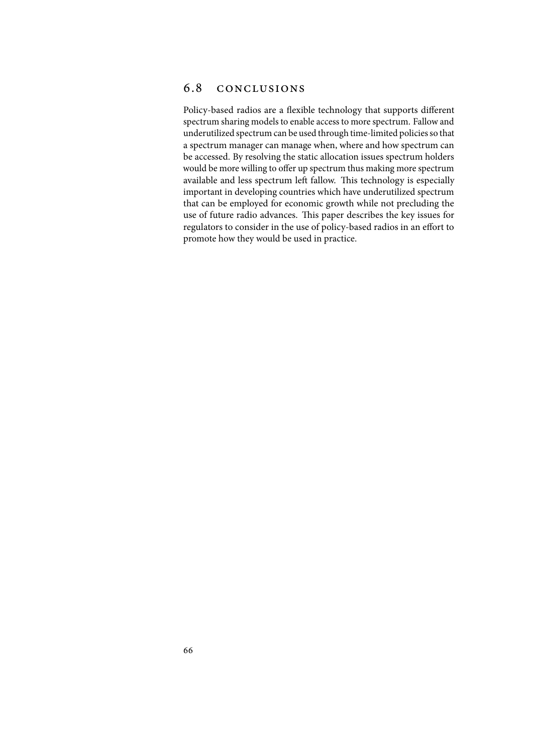## 6.8 CONCLUSIONS

Policy-based radios are a flexible technology that supports different spectrum sharing models to enable access to more spectrum. Fallow and underutilized spectrum can be used through time-limited policies so that a spectrum manager can manage when, where and how spectrum can be accessed. By resolving the static allocation issues spectrum holders would be more willing to offer up spectrum thus making more spectrum available and less spectrum left fallow. This technology is especially important in developing countries which have underutilized spectrum that can be employed for economic growth while not precluding the use of future radio advances. This paper describes the key issues for regulators to consider in the use of policy-based radios in an effort to promote how they would be used in practice.